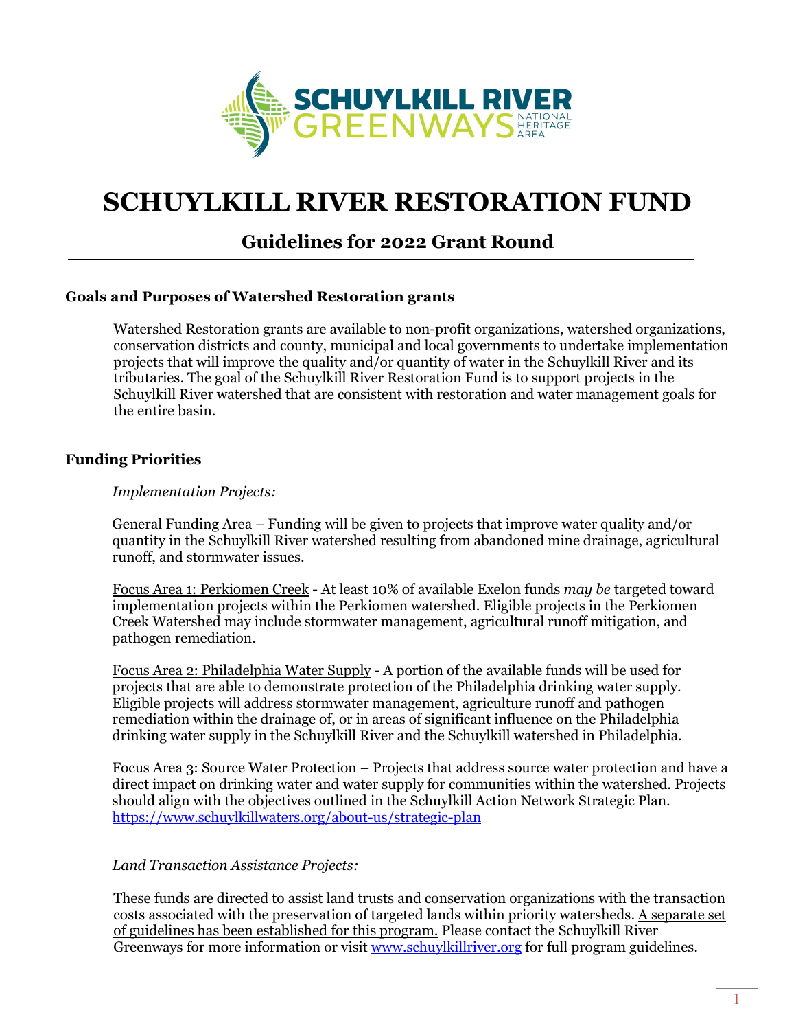# SCHUYLKILL RIVER RESTORATION FUND

## Guidelines for 2022 Grant Round

### Goals and Purposes of Watershed Restoration grants

Watershed Restoration grants are available to non-profit organizations, watershed organizations, conservation districts and county, municipal and local governments to undertake implementation projects that will improve the quality and/or quantity of water in the Schuylkill River and its tributaries. The goal of the Schuylkill River Restoration Fund is to support projects in the Schuylkill River watershed that are consistent with restoration and water management goals for the entire basin.

### Funding Priorities

*Implementation Projects:*

General Funding Area – Funding will be given to projects that improve water quality and/or quantity in the Schuylkill River watershed resulting from abandoned mine drainage, agricultural runoff, and stormwater issues.

Focus Area 1: Perkiomen Creek - At least 10% of available Exelon funds *may be* targeted toward implementation projects within the Perkiomen watershed. Eligible projects in the Perkiomen Creek Watershed may include stormwater management, agricultural runoff mitigation, and pathogen remediation.

Focus Area 2: Philadelphia Water Supply - A portion of the available funds will be used for projects that are able to demonstrate protection of the Philadelphia drinking water supply. Eligible projects will address stormwater management, agriculture runoff and pathogen remediation within the drainage of, or in areas of significant influence on the Philadelphia drinking water supply in the Schuylkill River and the Schuylkill watershed in Philadelphia.

Focus Area 3: Source Water Protection – Projects that address source water protection and have a direct impact on drinking water and water supply for communities within the watershed. Projects should align with the objectives outlined in the Schuylkill Action Network Strategic Plan. https://www.schuylkillwaters.org/about-us/strategic-plan

*Land Transaction Assistance Projects:*

These funds are directed to assist land trusts and conservation organizations with the transaction costs associated with the preservation of targeted lands within priority watersheds. A separate set of guidelines has been established for this program. Please contact the Schuylkill River Greenways for more information or visit www.schuylkillriver.org for full program guidelines.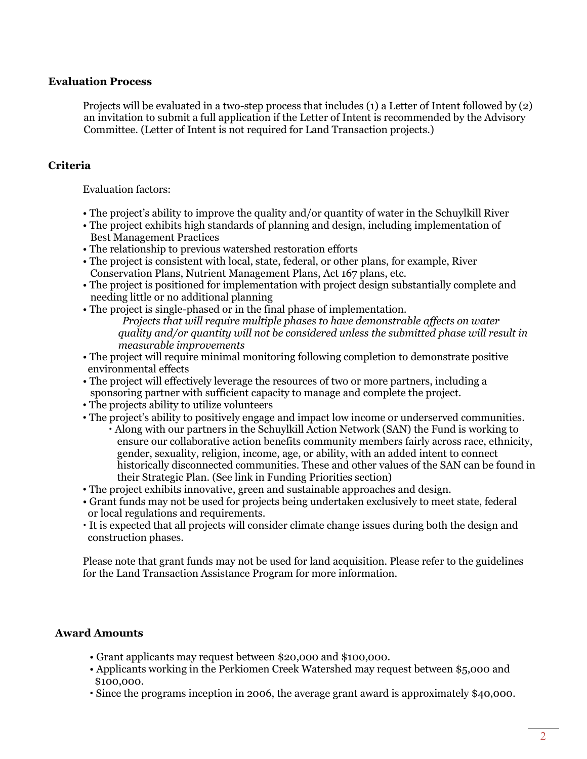## Evaluation Process

Projects will be evaluated in a two-step process that includes (1) a Letter of Intent followed by (2) an invitation to submit a full application if the Letter of Intent is recommended by the Advisory Committee. (Letter of Intent is not required for Land Transaction projects.)

## Criteria

Evaluation factors:

- The project's ability to improve the quality and/or quantity of water in the Schuylkill River
- The project exhibits high standards of planning and design, including implementation of Best Management Practices
- The relationship to previous watershed restoration efforts
- The project is consistent with local, state, federal, or other plans, for example, River Conservation Plans, Nutrient Management Plans, Act 167 plans, etc.
- The project is positioned for implementation with project design substantially complete and needing little or no additional planning
- The project is single-phased or in the final phase of implementation.
  *Projects that will require multiple phases to have demonstrable affects on water quality and/or quantity will not be considered unless the submitted phase will result in measurable improvements*
- The project will require minimal monitoring following completion to demonstrate positive environmental effects
- The project will effectively leverage the resources of two or more partners, including a sponsoring partner with sufficient capacity to manage and complete the project.
- The projects ability to utilize volunteers
- The project's ability to positively engage and impact low income or underserved communities.
  - Along with our partners in the Schuylkill Action Network (SAN) the Fund is working to ensure our collaborative action benefits community members fairly across race, ethnicity, gender, sexuality, religion, income, age, or ability, with an added intent to connect historically disconnected communities. These and other values of the SAN can be found in their Strategic Plan. (See link in Funding Priorities section)
- The project exhibits innovative, green and sustainable approaches and design.
- Grant funds may not be used for projects being undertaken exclusively to meet state, federal or local regulations and requirements.
- It is expected that all projects will consider climate change issues during both the design and construction phases.

Please note that grant funds may not be used for land acquisition. Please refer to the guidelines for the Land Transaction Assistance Program for more information.

## Award Amounts

- Grant applicants may request between $20,000 and $100,000.
- Applicants working in the Perkiomen Creek Watershed may request between $5,000 and $100,000.
- Since the programs inception in 2006, the average grant award is approximately $40,000.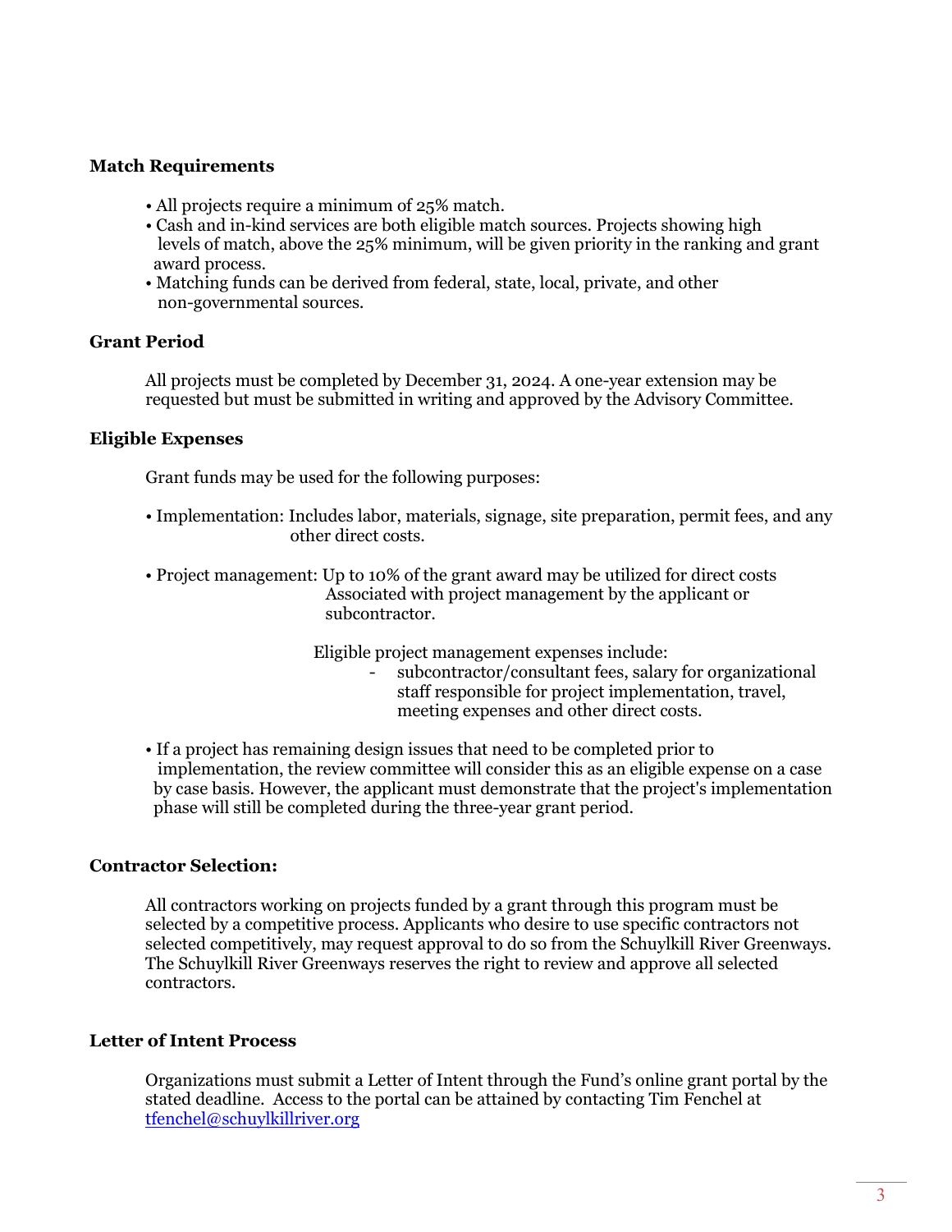### Match Requirements

- All projects require a minimum of 25% match.
- Cash and in-kind services are both eligible match sources. Projects showing high levels of match, above the 25% minimum, will be given priority in the ranking and grant award process.
- Matching funds can be derived from federal, state, local, private, and other non-governmental sources.

### Grant Period

All projects must be completed by December 31, 2024. A one-year extension may be requested but must be submitted in writing and approved by the Advisory Committee.

### Eligible Expenses

Grant funds may be used for the following purposes:

- Implementation: Includes labor, materials, signage, site preparation, permit fees, and any other direct costs.

- Project management: Up to 10% of the grant award may be utilized for direct costs Associated with project management by the applicant or subcontractor.

  Eligible project management expenses include:
  - subcontractor/consultant fees, salary for organizational staff responsible for project implementation, travel, meeting expenses and other direct costs.

- If a project has remaining design issues that need to be completed prior to implementation, the review committee will consider this as an eligible expense on a case by case basis. However, the applicant must demonstrate that the project's implementation phase will still be completed during the three-year grant period.

### Contractor Selection:

All contractors working on projects funded by a grant through this program must be selected by a competitive process. Applicants who desire to use specific contractors not selected competitively, may request approval to do so from the Schuylkill River Greenways. The Schuylkill River Greenways reserves the right to review and approve all selected contractors.

### Letter of Intent Process

Organizations must submit a Letter of Intent through the Fund's online grant portal by the stated deadline. Access to the portal can be attained by contacting Tim Fenchel at tfenchel@schuylkillriver.org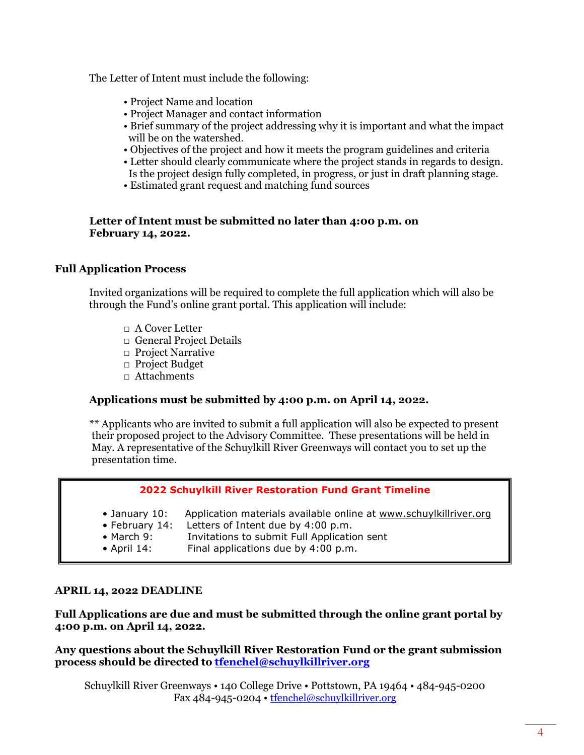The Letter of Intent must include the following:

- Project Name and location
- Project Manager and contact information
- Brief summary of the project addressing why it is important and what the impact will be on the watershed.
- Objectives of the project and how it meets the program guidelines and criteria
- Letter should clearly communicate where the project stands in regards to design. Is the project design fully completed, in progress, or just in draft planning stage.
- Estimated grant request and matching fund sources

**Letter of Intent must be submitted no later than 4:00 p.m. on February 14, 2022.**

### Full Application Process

Invited organizations will be required to complete the full application which will also be through the Fund's online grant portal. This application will include:

- □ A Cover Letter
- □ General Project Details
- □ Project Narrative
- □ Project Budget
- □ Attachments

**Applications must be submitted by 4:00 p.m. on April 14, 2022.**

** Applicants who are invited to submit a full application will also be expected to present their proposed project to the Advisory Committee. These presentations will be held in May. A representative of the Schuylkill River Greenways will contact you to set up the presentation time.

**2022 Schuylkill River Restoration Fund Grant Timeline**

- January 10: Application materials available online at www.schuylkillriver.org
- February 14: Letters of Intent due by 4:00 p.m.
- March 9: Invitations to submit Full Application sent
- April 14: Final applications due by 4:00 p.m.

**APRIL 14, 2022 DEADLINE**

**Full Applications are due and must be submitted through the online grant portal by 4:00 p.m. on April 14, 2022.**

**Any questions about the Schuylkill River Restoration Fund or the grant submission process should be directed to tfenchel@schuylkillriver.org**

Schuylkill River Greenways • 140 College Drive • Pottstown, PA 19464 • 484-945-0200
Fax 484-945-0204 • tfenchel@schuylkillriver.org